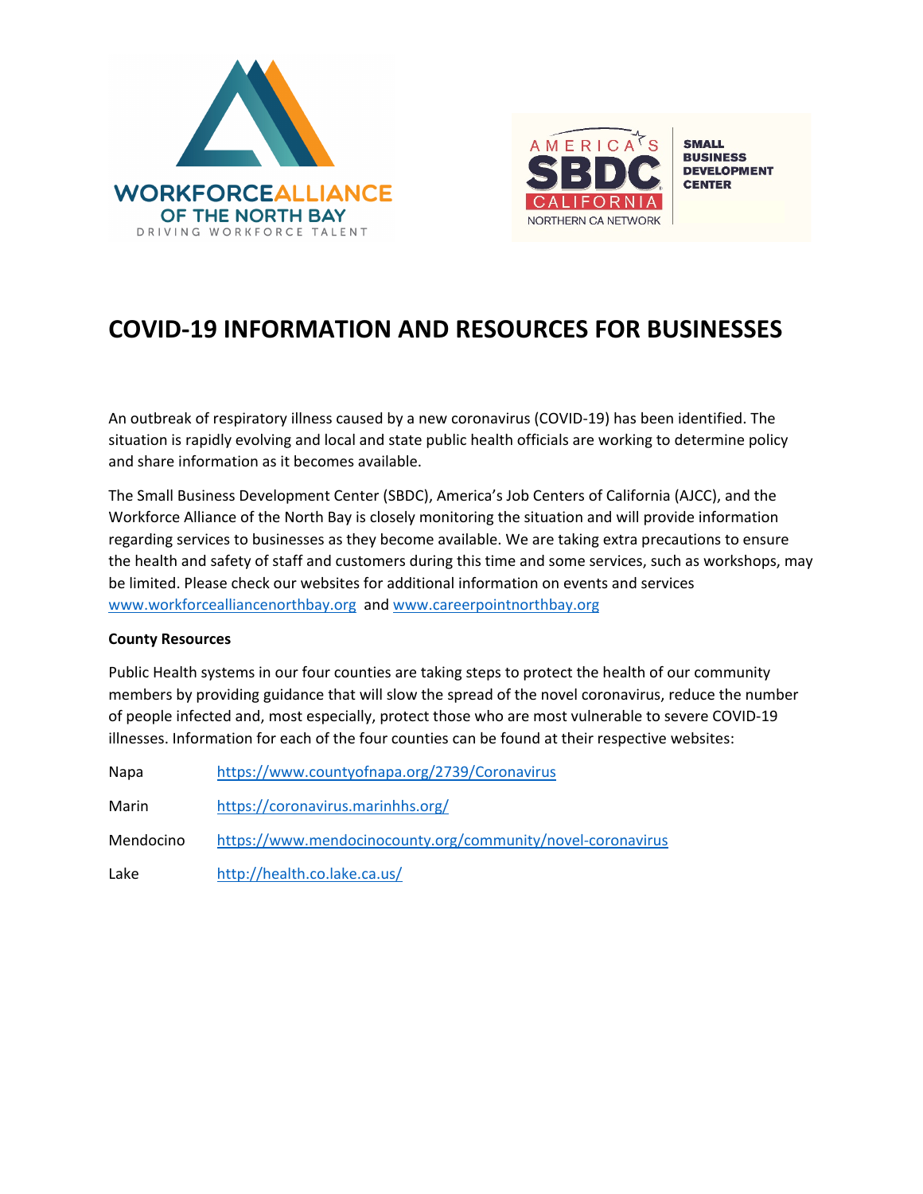# COVID-19 INFORMATION AND RESOURCES FOR BUSINESSES

An outbreak of respiratory illness caused by a new coronavirus (COVID-19) has been identified. The situation is rapidly evolving and local and state public health officials are working to determine policy and share information as it becomes available.

The Small Business Development Center (SBDC), America's Job Centers of California (AJCC), and the Workforce Alliance of the North Bay is closely monitoring the situation and will provide information regarding services to businesses as they become available. We are taking extra precautions to ensure the health and safety of staff and customers during this time and some services, such as workshops, may be limited. Please check our websites for additional information on events and services www.workforcealliancenorthbay.org and www.careerpointnorthbay.org

**County Resources**

Public Health systems in our four counties are taking steps to protect the health of our community members by providing guidance that will slow the spread of the novel coronavirus, reduce the number of people infected and, most especially, protect those who are most vulnerable to severe COVID-19 illnesses. Information for each of the four counties can be found at their respective websites:

| | |
|---|---|
| Napa | https://www.countyofnapa.org/2739/Coronavirus |
| Marin | https://coronavirus.marinhhs.org/ |
| Mendocino | https://www.mendocinocounty.org/community/novel-coronavirus |
| Lake | http://health.co.lake.ca.us/ |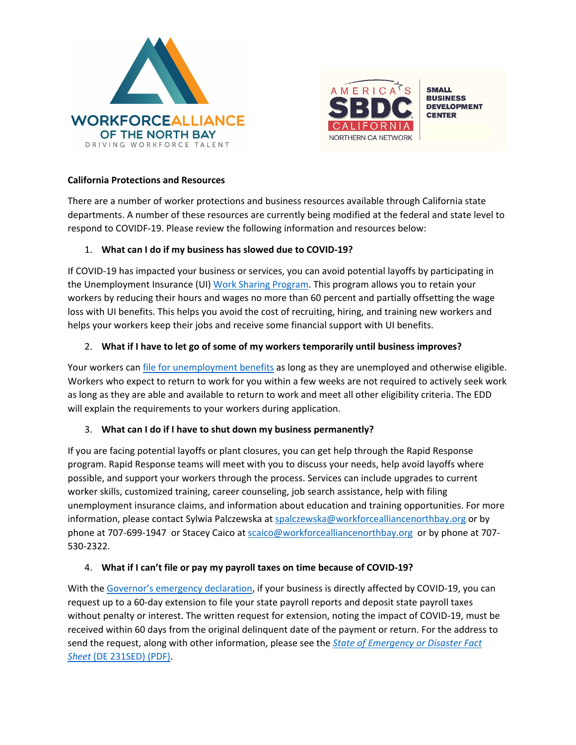**California Protections and Resources**

There are a number of worker protections and business resources available through California state departments. A number of these resources are currently being modified at the federal and state level to respond to COVIDF-19. Please review the following information and resources below:

1. **What can I do if my business has slowed due to COVID-19?**

If COVID-19 has impacted your business or services, you can avoid potential layoffs by participating in the Unemployment Insurance (UI) Work Sharing Program. This program allows you to retain your workers by reducing their hours and wages no more than 60 percent and partially offsetting the wage loss with UI benefits. This helps you avoid the cost of recruiting, hiring, and training new workers and helps your workers keep their jobs and receive some financial support with UI benefits.

2. **What if I have to let go of some of my workers temporarily until business improves?**

Your workers can file for unemployment benefits as long as they are unemployed and otherwise eligible. Workers who expect to return to work for you within a few weeks are not required to actively seek work as long as they are able and available to return to work and meet all other eligibility criteria. The EDD will explain the requirements to your workers during application.

3. **What can I do if I have to shut down my business permanently?**

If you are facing potential layoffs or plant closures, you can get help through the Rapid Response program. Rapid Response teams will meet with you to discuss your needs, help avoid layoffs where possible, and support your workers through the process. Services can include upgrades to current worker skills, customized training, career counseling, job search assistance, help with filing unemployment insurance claims, and information about education and training opportunities. For more information, please contact Sylwia Palczewska at spalczewska@workforcealliancenorthbay.org or by phone at 707-699-1947 or Stacey Caico at scaico@workforcealliancenorthbay.org or by phone at 707-530-2322.

4. **What if I can't file or pay my payroll taxes on time because of COVID-19?**

With the Governor's emergency declaration, if your business is directly affected by COVID-19, you can request up to a 60-day extension to file your state payroll reports and deposit state payroll taxes without penalty or interest. The written request for extension, noting the impact of COVID-19, must be received within 60 days from the original delinquent date of the payment or return. For the address to send the request, along with other information, please see the *State of Emergency or Disaster Fact Sheet* (DE 231SED) (PDF).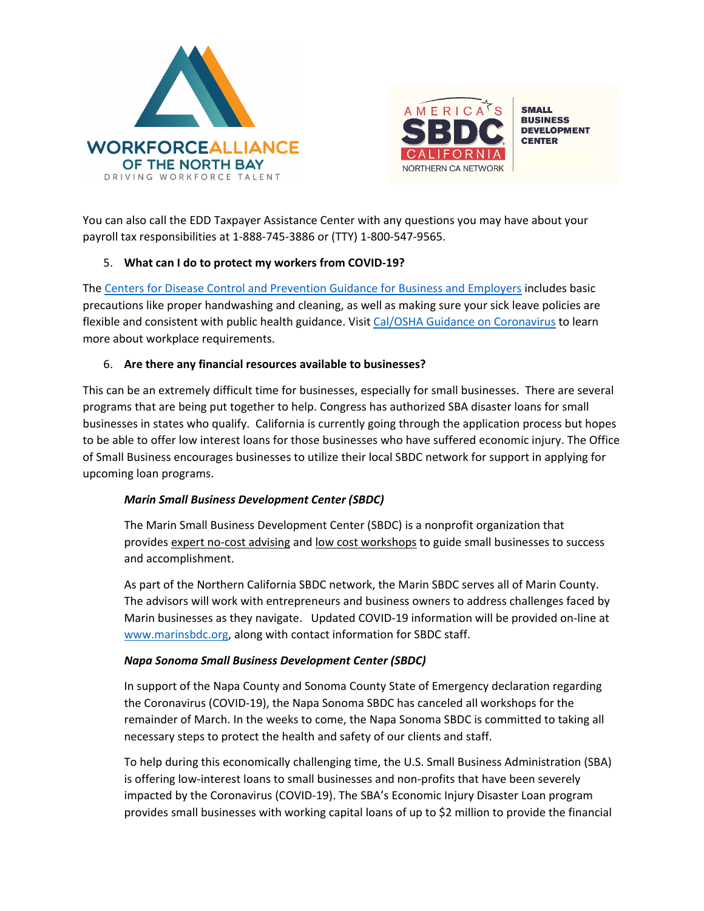You can also call the EDD Taxpayer Assistance Center with any questions you may have about your payroll tax responsibilities at 1-888-745-3886 or (TTY) 1-800-547-9565.

5. **What can I do to protect my workers from COVID-19?**

The Centers for Disease Control and Prevention Guidance for Business and Employers includes basic precautions like proper handwashing and cleaning, as well as making sure your sick leave policies are flexible and consistent with public health guidance. Visit Cal/OSHA Guidance on Coronavirus to learn more about workplace requirements.

6. **Are there any financial resources available to businesses?**

This can be an extremely difficult time for businesses, especially for small businesses. There are several programs that are being put together to help. Congress has authorized SBA disaster loans for small businesses in states who qualify. California is currently going through the application process but hopes to be able to offer low interest loans for those businesses who have suffered economic injury. The Office of Small Business encourages businesses to utilize their local SBDC network for support in applying for upcoming loan programs.

***Marin Small Business Development Center (SBDC)***

The Marin Small Business Development Center (SBDC) is a nonprofit organization that provides expert no-cost advising and low cost workshops to guide small businesses to success and accomplishment.

As part of the Northern California SBDC network, the Marin SBDC serves all of Marin County. The advisors will work with entrepreneurs and business owners to address challenges faced by Marin businesses as they navigate. Updated COVID-19 information will be provided on-line at www.marinsbdc.org, along with contact information for SBDC staff.

***Napa Sonoma Small Business Development Center (SBDC)***

In support of the Napa County and Sonoma County State of Emergency declaration regarding the Coronavirus (COVID-19), the Napa Sonoma SBDC has canceled all workshops for the remainder of March. In the weeks to come, the Napa Sonoma SBDC is committed to taking all necessary steps to protect the health and safety of our clients and staff.

To help during this economically challenging time, the U.S. Small Business Administration (SBA) is offering low-interest loans to small businesses and non-profits that have been severely impacted by the Coronavirus (COVID-19). The SBA's Economic Injury Disaster Loan program provides small businesses with working capital loans of up to $2 million to provide the financial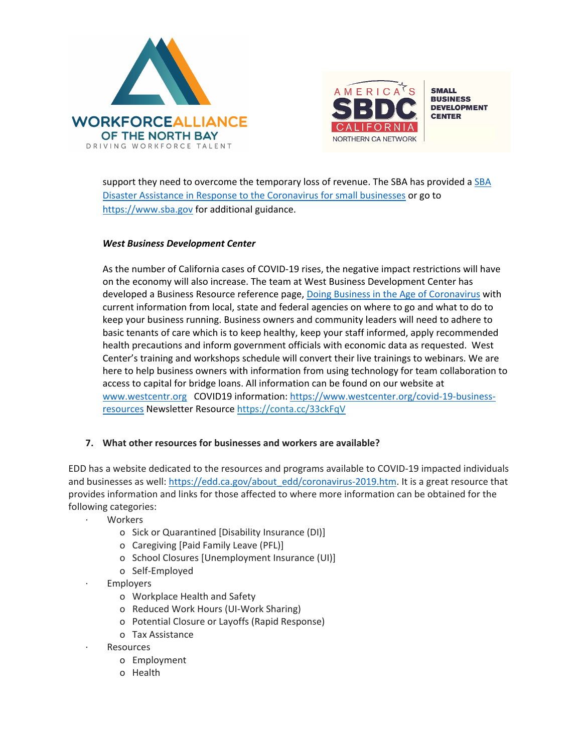support they need to overcome the temporary loss of revenue. The SBA has provided a [SBA Disaster Assistance in Response to the Coronavirus for small businesses](https://www.sba.gov) or go to https://www.sba.gov for additional guidance.

***West Business Development Center***

As the number of California cases of COVID-19 rises, the negative impact restrictions will have on the economy will also increase. The team at West Business Development Center has developed a Business Resource reference page, Doing Business in the Age of Coronavirus with current information from local, state and federal agencies on where to go and what to do to keep your business running. Business owners and community leaders will need to adhere to basic tenants of care which is to keep healthy, keep your staff informed, apply recommended health precautions and inform government officials with economic data as requested. West Center's training and workshops schedule will convert their live trainings to webinars. We are here to help business owners with information from using technology for team collaboration to access to capital for bridge loans. All information can be found on our website at www.westcentr.org COVID19 information: https://www.westcenter.org/covid-19-business-resources Newsletter Resource https://conta.cc/33ckFqV

**7. What other resources for businesses and workers are available?**

EDD has a website dedicated to the resources and programs available to COVID-19 impacted individuals and businesses as well: https://edd.ca.gov/about_edd/coronavirus-2019.htm. It is a great resource that provides information and links for those affected to where more information can be obtained for the following categories:

- Workers
  - Sick or Quarantined [Disability Insurance (DI)]
  - Caregiving [Paid Family Leave (PFL)]
  - School Closures [Unemployment Insurance (UI)]
  - Self-Employed
- Employers
  - Workplace Health and Safety
  - Reduced Work Hours (UI-Work Sharing)
  - Potential Closure or Layoffs (Rapid Response)
  - Tax Assistance
- Resources
  - Employment
  - Health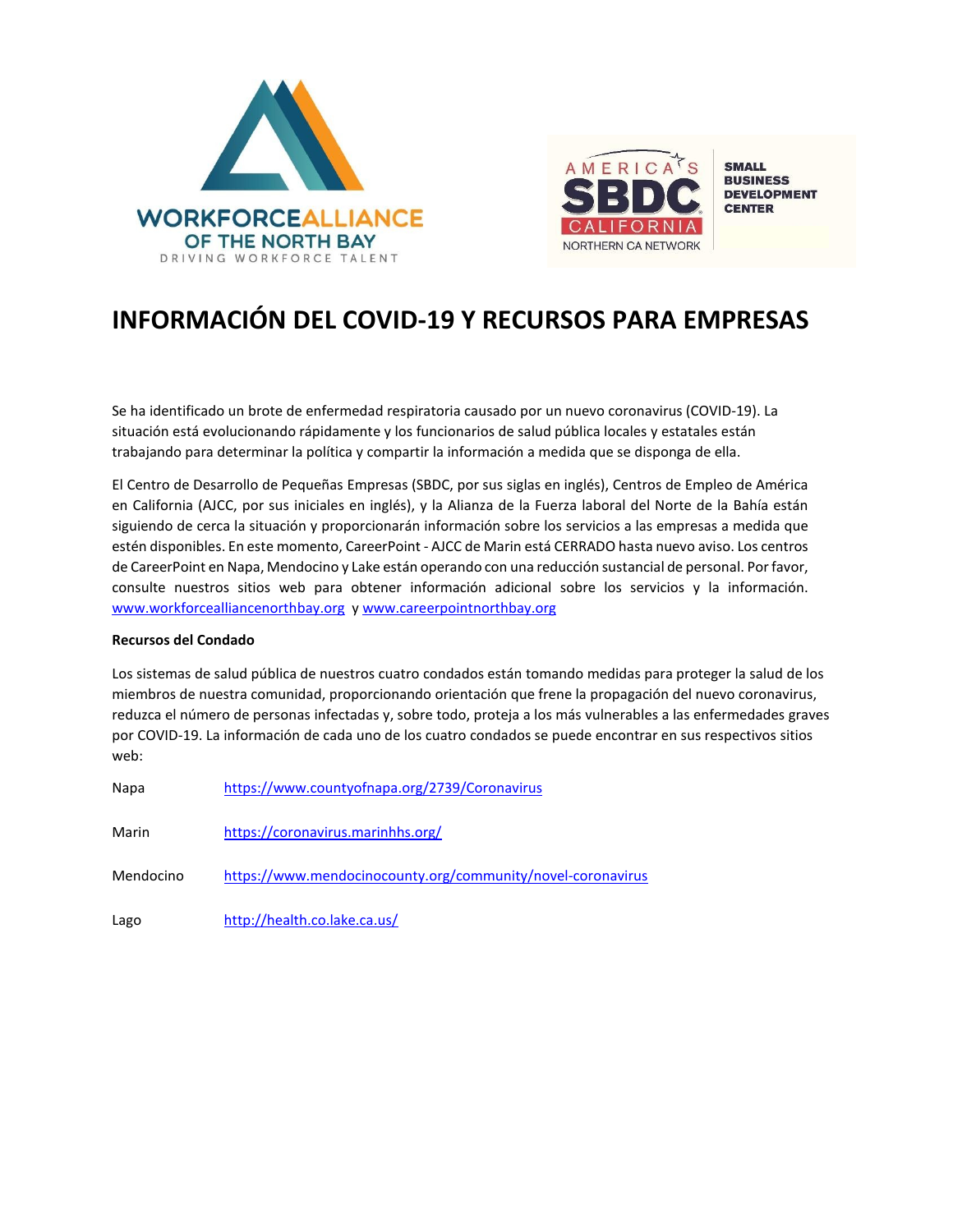# INFORMACIÓN DEL COVID-19 Y RECURSOS PARA EMPRESAS

Se ha identificado un brote de enfermedad respiratoria causado por un nuevo coronavirus (COVID-19). La situación está evolucionando rápidamente y los funcionarios de salud pública locales y estatales están trabajando para determinar la política y compartir la información a medida que se disponga de ella.

El Centro de Desarrollo de Pequeñas Empresas (SBDC, por sus siglas en inglés), Centros de Empleo de América en California (AJCC, por sus iniciales en inglés), y la Alianza de la Fuerza laboral del Norte de la Bahía están siguiendo de cerca la situación y proporcionarán información sobre los servicios a las empresas a medida que estén disponibles. En este momento, CareerPoint - AJCC de Marin está CERRADO hasta nuevo aviso. Los centros de CareerPoint en Napa, Mendocino y Lake están operando con una reducción sustancial de personal. Por favor, consulte nuestros sitios web para obtener información adicional sobre los servicios y la información. www.workforcealliancenorthbay.org y www.careerpointnorthbay.org

**Recursos del Condado**

Los sistemas de salud pública de nuestros cuatro condados están tomando medidas para proteger la salud de los miembros de nuestra comunidad, proporcionando orientación que frene la propagación del nuevo coronavirus, reduzca el número de personas infectadas y, sobre todo, proteja a los más vulnerables a las enfermedades graves por COVID-19. La información de cada uno de los cuatro condados se puede encontrar en sus respectivos sitios web:

| | |
|---|---|
| Napa | https://www.countyofnapa.org/2739/Coronavirus |
| Marin | https://coronavirus.marinhhs.org/ |
| Mendocino | https://www.mendocinocounty.org/community/novel-coronavirus |
| Lago | http://health.co.lake.ca.us/ |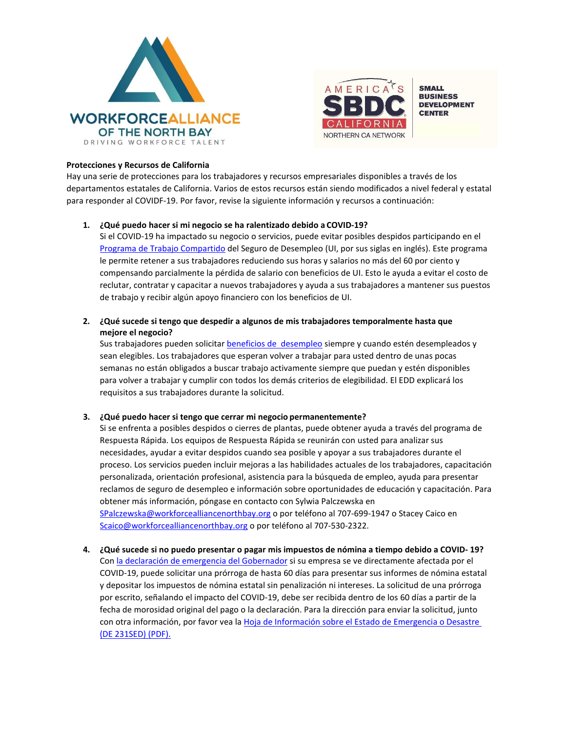**Protecciones y Recursos de California**

Hay una serie de protecciones para los trabajadores y recursos empresariales disponibles a través de los departamentos estatales de California. Varios de estos recursos están siendo modificados a nivel federal y estatal para responder al COVIDF-19. Por favor, revise la siguiente información y recursos a continuación:

1. **¿Qué puedo hacer si mi negocio se ha ralentizado debido a COVID-19?**
   Si el COVID-19 ha impactado su negocio o servicios, puede evitar posibles despidos participando en el Programa de Trabajo Compartido del Seguro de Desempleo (UI, por sus siglas en inglés). Este programa le permite retener a sus trabajadores reduciendo sus horas y salarios no más del 60 por ciento y compensando parcialmente la pérdida de salario con beneficios de UI. Esto le ayuda a evitar el costo de reclutar, contratar y capacitar a nuevos trabajadores y ayuda a sus trabajadores a mantener sus puestos de trabajo y recibir algún apoyo financiero con los beneficios de UI.

2. **¿Qué sucede si tengo que despedir a algunos de mis trabajadores temporalmente hasta que mejore el negocio?**
   Sus trabajadores pueden solicitar beneficios de desempleo siempre y cuando estén desempleados y sean elegibles. Los trabajadores que esperan volver a trabajar para usted dentro de unas pocas semanas no están obligados a buscar trabajo activamente siempre que puedan y estén disponibles para volver a trabajar y cumplir con todos los demás criterios de elegibilidad. El EDD explicará los requisitos a sus trabajadores durante la solicitud.

3. **¿Qué puedo hacer si tengo que cerrar mi negocio permanentemente?**
   Si se enfrenta a posibles despidos o cierres de plantas, puede obtener ayuda a través del programa de Respuesta Rápida. Los equipos de Respuesta Rápida se reunirán con usted para analizar sus necesidades, ayudar a evitar despidos cuando sea posible y apoyar a sus trabajadores durante el proceso. Los servicios pueden incluir mejoras a las habilidades actuales de los trabajadores, capacitación personalizada, orientación profesional, asistencia para la búsqueda de empleo, ayuda para presentar reclamos de seguro de desempleo e información sobre oportunidades de educación y capacitación. Para obtener más información, póngase en contacto con Sylwia Palczewska en SPalczewska@workforcealliancenorthbay.org o por teléfono al 707-699-1947 o Stacey Caico en Scaico@workforcealliancenorthbay.org o por teléfono al 707-530-2322.

4. **¿Qué sucede si no puedo presentar o pagar mis impuestos de nómina a tiempo debido a COVID- 19?**
   Con la declaración de emergencia del Gobernador si su empresa se ve directamente afectada por el COVID-19, puede solicitar una prórroga de hasta 60 días para presentar sus informes de nómina estatal y depositar los impuestos de nómina estatal sin penalización ni intereses. La solicitud de una prórroga por escrito, señalando el impacto del COVID-19, debe ser recibida dentro de los 60 días a partir de la fecha de morosidad original del pago o la declaración. Para la dirección para enviar la solicitud, junto con otra información, por favor vea la Hoja de Información sobre el Estado de Emergencia o Desastre (DE 231SED) (PDF).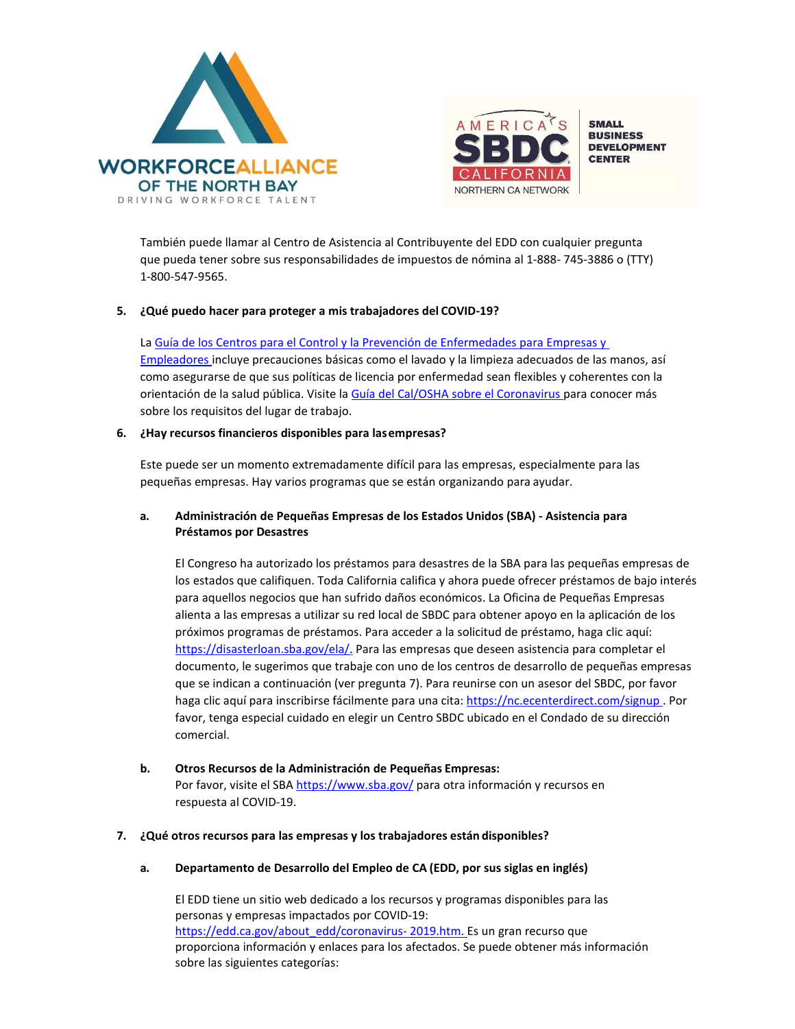También puede llamar al Centro de Asistencia al Contribuyente del EDD con cualquier pregunta que pueda tener sobre sus responsabilidades de impuestos de nómina al 1-888- 745-3886 o (TTY) 1-800-547-9565.

5. **¿Qué puedo hacer para proteger a mis trabajadores del COVID-19?**

   La [Guía de los Centros para el Control y la Prevención de Enfermedades para Empresas y Empleadores](#) incluye precauciones básicas como el lavado y la limpieza adecuados de las manos, así como asegurarse de que sus políticas de licencia por enfermedad sean flexibles y coherentes con la orientación de la salud pública. Visite la [Guía del Cal/OSHA sobre el Coronavirus](#) para conocer más sobre los requisitos del lugar de trabajo.

6. **¿Hay recursos financieros disponibles para las empresas?**

   Este puede ser un momento extremadamente difícil para las empresas, especialmente para las pequeñas empresas. Hay varios programas que se están organizando para ayudar.

   a. **Administración de Pequeñas Empresas de los Estados Unidos (SBA) - Asistencia para Préstamos por Desastres**

      El Congreso ha autorizado los préstamos para desastres de la SBA para las pequeñas empresas de los estados que califiquen. Toda California califica y ahora puede ofrecer préstamos de bajo interés para aquellos negocios que han sufrido daños económicos. La Oficina de Pequeñas Empresas alienta a las empresas a utilizar su red local de SBDC para obtener apoyo en la aplicación de los próximos programas de préstamos. Para acceder a la solicitud de préstamo, haga clic aquí: https://disasterloan.sba.gov/ela/. Para las empresas que deseen asistencia para completar el documento, le sugerimos que trabaje con uno de los centros de desarrollo de pequeñas empresas que se indican a continuación (ver pregunta 7). Para reunirse con un asesor del SBDC, por favor haga clic aquí para inscribirse fácilmente para una cita: https://nc.ecenterdirect.com/signup . Por favor, tenga especial cuidado en elegir un Centro SBDC ubicado en el Condado de su dirección comercial.

   b. **Otros Recursos de la Administración de Pequeñas Empresas:**
      Por favor, visite el SBA https://www.sba.gov/ para otra información y recursos en respuesta al COVID-19.

7. **¿Qué otros recursos para las empresas y los trabajadores están disponibles?**

   a. **Departamento de Desarrollo del Empleo de CA (EDD, por sus siglas en inglés)**

      El EDD tiene un sitio web dedicado a los recursos y programas disponibles para las personas y empresas impactados por COVID-19: https://edd.ca.gov/about_edd/coronavirus- 2019.htm. Es un gran recurso que proporciona información y enlaces para los afectados. Se puede obtener más información sobre las siguientes categorías: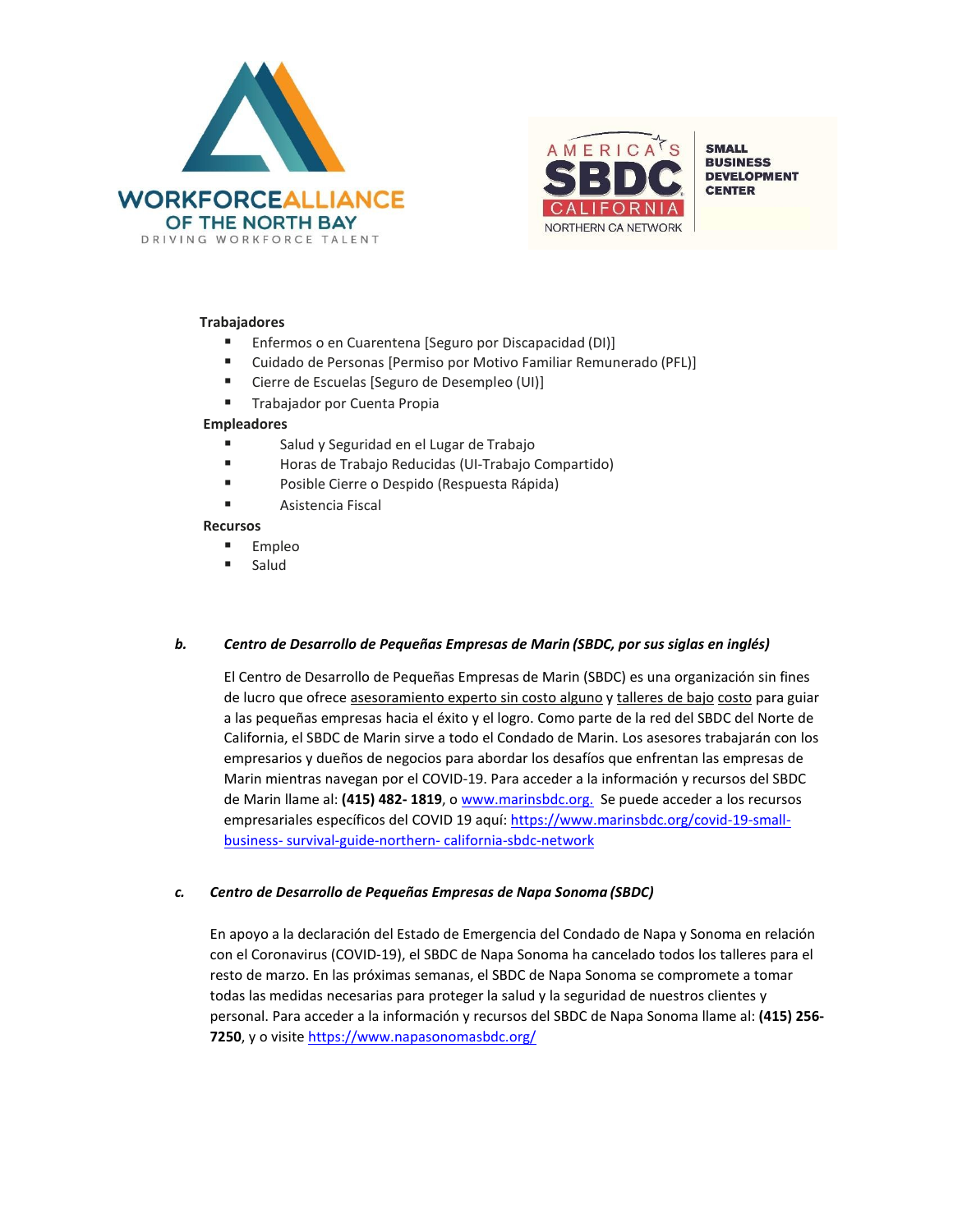**Trabajadores**

- Enfermos o en Cuarentena [Seguro por Discapacidad (DI)]
- Cuidado de Personas [Permiso por Motivo Familiar Remunerado (PFL)]
- Cierre de Escuelas [Seguro de Desempleo (UI)]
- Trabajador por Cuenta Propia

**Empleadores**

- Salud y Seguridad en el Lugar de Trabajo
- Horas de Trabajo Reducidas (UI-Trabajo Compartido)
- Posible Cierre o Despido (Respuesta Rápida)
- Asistencia Fiscal

**Recursos**

- Empleo
- Salud

***b. Centro de Desarrollo de Pequeñas Empresas de Marin (SBDC, por sus siglas en inglés)***

El Centro de Desarrollo de Pequeñas Empresas de Marin (SBDC) es una organización sin fines de lucro que ofrece asesoramiento experto sin costo alguno y talleres de bajo costo para guiar a las pequeñas empresas hacia el éxito y el logro. Como parte de la red del SBDC del Norte de California, el SBDC de Marin sirve a todo el Condado de Marin. Los asesores trabajarán con los empresarios y dueños de negocios para abordar los desafíos que enfrentan las empresas de Marin mientras navegan por el COVID-19. Para acceder a la información y recursos del SBDC de Marin llame al: **(415) 482- 1819**, o www.marinsbdc.org. Se puede acceder a los recursos empresariales específicos del COVID 19 aquí: https://www.marinsbdc.org/covid-19-small-business- survival-guide-northern- california-sbdc-network

***c. Centro de Desarrollo de Pequeñas Empresas de Napa Sonoma (SBDC)***

En apoyo a la declaración del Estado de Emergencia del Condado de Napa y Sonoma en relación con el Coronavirus (COVID-19), el SBDC de Napa Sonoma ha cancelado todos los talleres para el resto de marzo. En las próximas semanas, el SBDC de Napa Sonoma se compromete a tomar todas las medidas necesarias para proteger la salud y la seguridad de nuestros clientes y personal. Para acceder a la información y recursos del SBDC de Napa Sonoma llame al: **(415) 256-7250**, y o visite https://www.napasonomasbdc.org/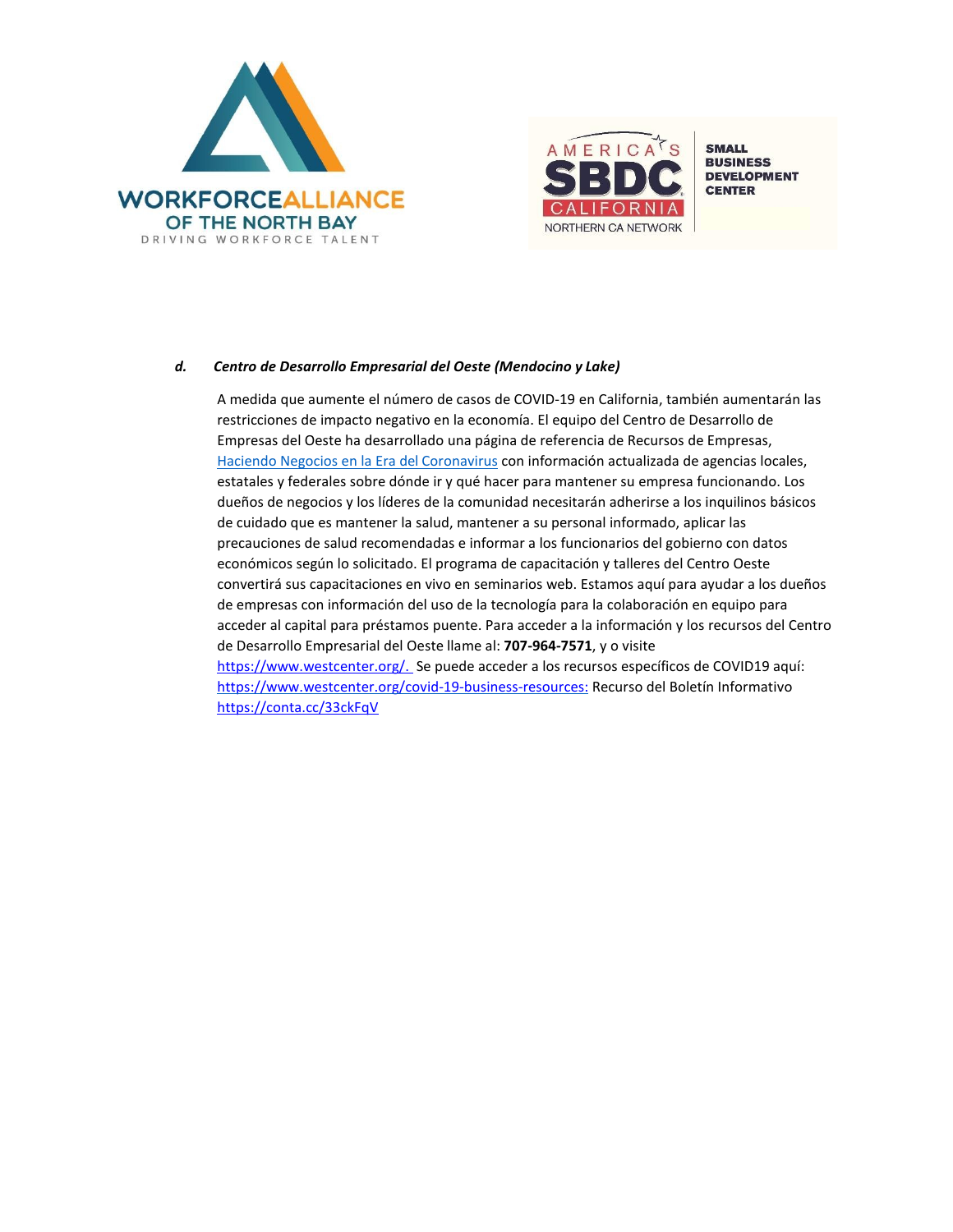***d. Centro de Desarrollo Empresarial del Oeste (Mendocino y Lake)***

A medida que aumente el número de casos de COVID-19 en California, también aumentarán las restricciones de impacto negativo en la economía. El equipo del Centro de Desarrollo de Empresas del Oeste ha desarrollado una página de referencia de Recursos de Empresas, Haciendo Negocios en la Era del Coronavirus con información actualizada de agencias locales, estatales y federales sobre dónde ir y qué hacer para mantener su empresa funcionando. Los dueños de negocios y los líderes de la comunidad necesitarán adherirse a los inquilinos básicos de cuidado que es mantener la salud, mantener a su personal informado, aplicar las precauciones de salud recomendadas e informar a los funcionarios del gobierno con datos económicos según lo solicitado. El programa de capacitación y talleres del Centro Oeste convertirá sus capacitaciones en vivo en seminarios web. Estamos aquí para ayudar a los dueños de empresas con información del uso de la tecnología para la colaboración en equipo para acceder al capital para préstamos puente. Para acceder a la información y los recursos del Centro de Desarrollo Empresarial del Oeste llame al: **707-964-7571**, y o visite https://www.westcenter.org/. Se puede acceder a los recursos específicos de COVID19 aquí: https://www.westcenter.org/covid-19-business-resources: Recurso del Boletín Informativo https://conta.cc/33ckFqV